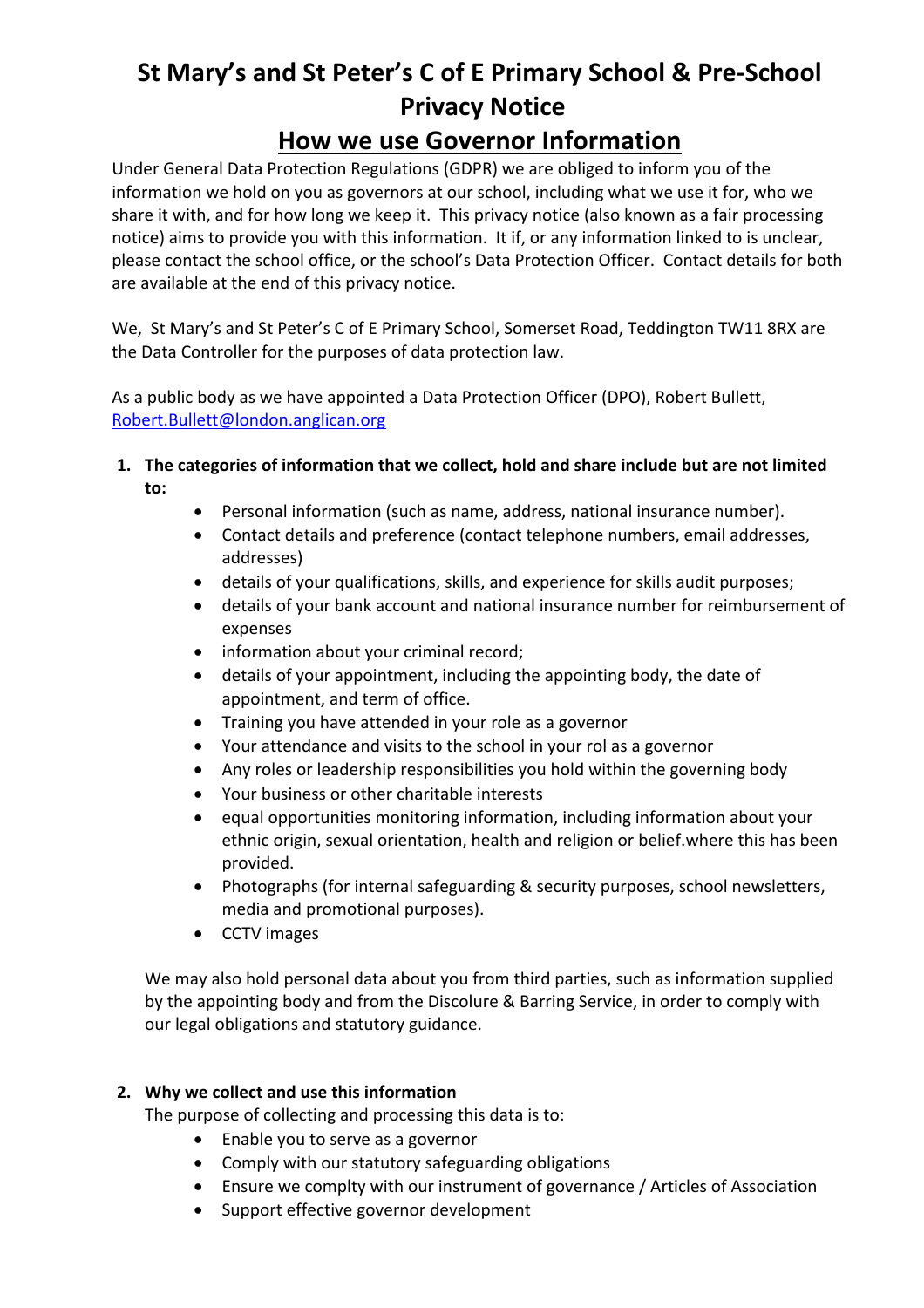# St Mary's and St Peter's C of E Primary School & Pre-School Privacy Notice

## How we use Governor Information

Under General Data Protection Regulations (GDPR) we are obliged to inform you of the information we hold on you as governors at our school, including what we use it for, who we share it with, and for how long we keep it. This privacy notice (also known as a fair processing notice) aims to provide you with this information. It if, or any information linked to is unclear, please contact the school office, or the school's Data Protection Officer. Contact details for both are available at the end of this privacy notice.

We, St Mary's and St Peter's C of E Primary School, Somerset Road, Teddington TW11 8RX are the Data Controller for the purposes of data protection law.

As a public body as we have appointed a Data Protection Officer (DPO), Robert Bullett, Robert.Bullett@london.anglican.org

1. **The categories of information that we collect, hold and share include but are not limited to:**
   - Personal information (such as name, address, national insurance number).
   - Contact details and preference (contact telephone numbers, email addresses, addresses)
   - details of your qualifications, skills, and experience for skills audit purposes;
   - details of your bank account and national insurance number for reimbursement of expenses
   - information about your criminal record;
   - details of your appointment, including the appointing body, the date of appointment, and term of office.
   - Training you have attended in your role as a governor
   - Your attendance and visits to the school in your rol as a governor
   - Any roles or leadership responsibilities you hold within the governing body
   - Your business or other charitable interests
   - equal opportunities monitoring information, including information about your ethnic origin, sexual orientation, health and religion or belief.where this has been provided.
   - Photographs (for internal safeguarding & security purposes, school newsletters, media and promotional purposes).
   - CCTV images

   We may also hold personal data about you from third parties, such as information supplied by the appointing body and from the Discolure & Barring Service, in order to comply with our legal obligations and statutory guidance.

2. **Why we collect and use this information**

   The purpose of collecting and processing this data is to:
   - Enable you to serve as a governor
   - Comply with our statutory safeguarding obligations
   - Ensure we complty with our instrument of governance / Articles of Association
   - Support effective governor development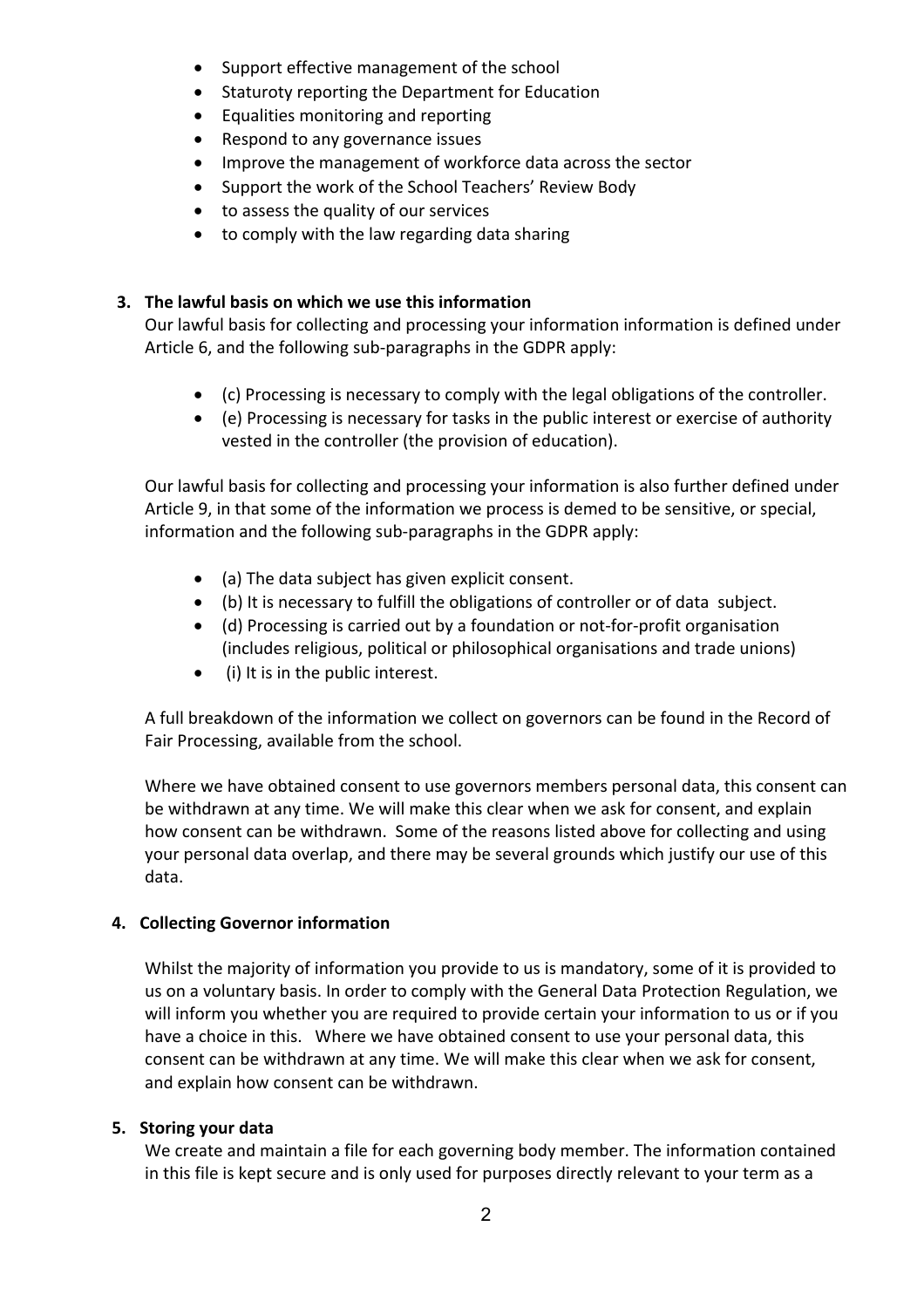- Support effective management of the school
- Staturoty reporting the Department for Education
- Equalities monitoring and reporting
- Respond to any governance issues
- Improve the management of workforce data across the sector
- Support the work of the School Teachers' Review Body
- to assess the quality of our services
- to comply with the law regarding data sharing

**3. The lawful basis on which we use this information**

Our lawful basis for collecting and processing your information information is defined under Article 6, and the following sub-paragraphs in the GDPR apply:

- (c) Processing is necessary to comply with the legal obligations of the controller.
- (e) Processing is necessary for tasks in the public interest or exercise of authority vested in the controller (the provision of education).

Our lawful basis for collecting and processing your information is also further defined under Article 9, in that some of the information we process is demed to be sensitive, or special, information and the following sub-paragraphs in the GDPR apply:

- (a) The data subject has given explicit consent.
- (b) It is necessary to fulfill the obligations of controller or of data subject.
- (d) Processing is carried out by a foundation or not-for-profit organisation (includes religious, political or philosophical organisations and trade unions)
- (i) It is in the public interest.

A full breakdown of the information we collect on governors can be found in the Record of Fair Processing, available from the school.

Where we have obtained consent to use governors members personal data, this consent can be withdrawn at any time. We will make this clear when we ask for consent, and explain how consent can be withdrawn. Some of the reasons listed above for collecting and using your personal data overlap, and there may be several grounds which justify our use of this data.

**4. Collecting Governor information**

Whilst the majority of information you provide to us is mandatory, some of it is provided to us on a voluntary basis. In order to comply with the General Data Protection Regulation, we will inform you whether you are required to provide certain your information to us or if you have a choice in this. Where we have obtained consent to use your personal data, this consent can be withdrawn at any time. We will make this clear when we ask for consent, and explain how consent can be withdrawn.

**5. Storing your data**

We create and maintain a file for each governing body member. The information contained in this file is kept secure and is only used for purposes directly relevant to your term as a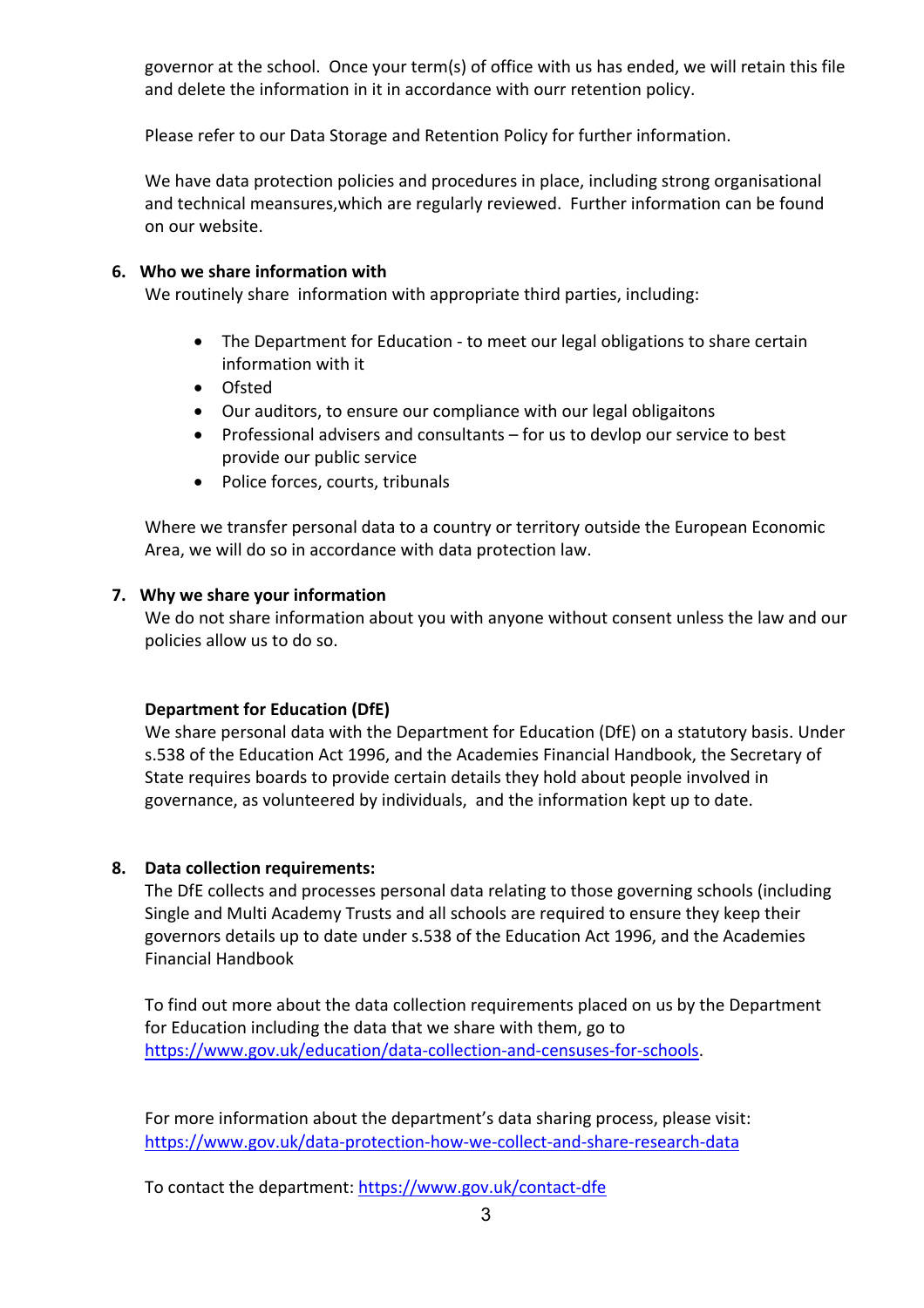governor at the school. Once your term(s) of office with us has ended, we will retain this file and delete the information in it in accordance with ourr retention policy.

Please refer to our Data Storage and Retention Policy for further information.

We have data protection policies and procedures in place, including strong organisational and technical meansures,which are regularly reviewed. Further information can be found on our website.

## 6. Who we share information with

We routinely share information with appropriate third parties, including:

- The Department for Education - to meet our legal obligations to share certain information with it
- Ofsted
- Our auditors, to ensure our compliance with our legal obligaitons
- Professional advisers and consultants – for us to devlop our service to best provide our public service
- Police forces, courts, tribunals

Where we transfer personal data to a country or territory outside the European Economic Area, we will do so in accordance with data protection law.

## 7. Why we share your information

We do not share information about you with anyone without consent unless the law and our policies allow us to do so.

**Department for Education (DfE)**

We share personal data with the Department for Education (DfE) on a statutory basis. Under s.538 of the Education Act 1996, and the Acedemies Financial Handbook, the Secretary of State requires boards to provide certain details they hold about people involved in governance, as volunteered by individuals, and the information kept up to date.

## 8. Data collection requirements:

The DfE collects and processes personal data relating to those governing schools (including Single and Multi Academy Trusts and all schools are required to ensure they keep their governors details up to date under s.538 of the Education Act 1996, and the Academies Financial Handbook

To find out more about the data collection requirements placed on us by the Department for Education including the data that we share with them, go to https://www.gov.uk/education/data-collection-and-censuses-for-schools.

For more information about the department's data sharing process, please visit: https://www.gov.uk/data-protection-how-we-collect-and-share-research-data

To contact the department: https://www.gov.uk/contact-dfe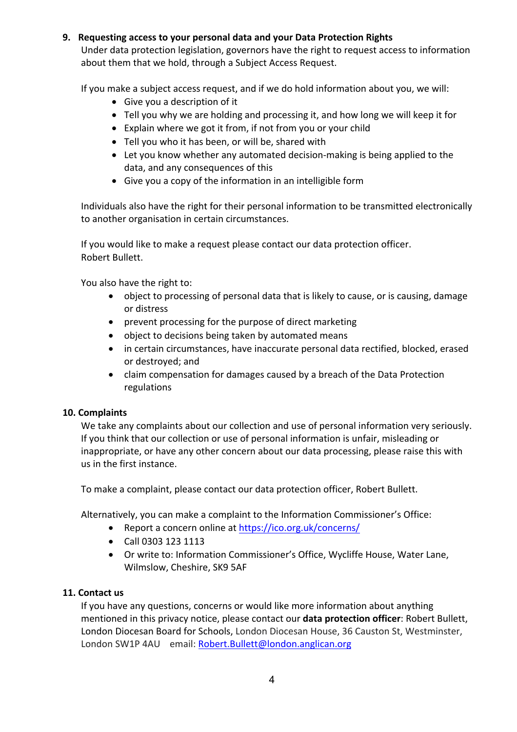## 9. Requesting access to your personal data and your Data Protection Rights

Under data protection legislation, governors have the right to request access to information about them that we hold, through a Subject Access Request.

If you make a subject access request, and if we do hold information about you, we will:

- Give you a description of it
- Tell you why we are holding and processing it, and how long we will keep it for
- Explain where we got it from, if not from you or your child
- Tell you who it has been, or will be, shared with
- Let you know whether any automated decision-making is being applied to the data, and any consequences of this
- Give you a copy of the information in an intelligible form

Individuals also have the right for their personal information to be transmitted electronically to another organisation in certain circumstances.

If you would like to make a request please contact our data protection officer. Robert Bullett.

You also have the right to:

- object to processing of personal data that is likely to cause, or is causing, damage or distress
- prevent processing for the purpose of direct marketing
- object to decisions being taken by automated means
- in certain circumstances, have inaccurate personal data rectified, blocked, erased or destroyed; and
- claim compensation for damages caused by a breach of the Data Protection regulations

## 10. Complaints

We take any complaints about our collection and use of personal information very seriously. If you think that our collection or use of personal information is unfair, misleading or inappropriate, or have any other concern about our data processing, please raise this with us in the first instance.

To make a complaint, please contact our data protection officer, Robert Bullett.

Alternatively, you can make a complaint to the Information Commissioner's Office:

- Report a concern online at https://ico.org.uk/concerns/
- Call 0303 123 1113
- Or write to: Information Commissioner's Office, Wycliffe House, Water Lane, Wilmslow, Cheshire, SK9 5AF

## 11. Contact us

If you have any questions, concerns or would like more information about anything mentioned in this privacy notice, please contact our **data protection officer**: Robert Bullett, London Diocesan Board for Schools, London Diocesan House, 36 Causton St, Westminster, London SW1P 4AU email: Robert.Bullett@london.anglican.org